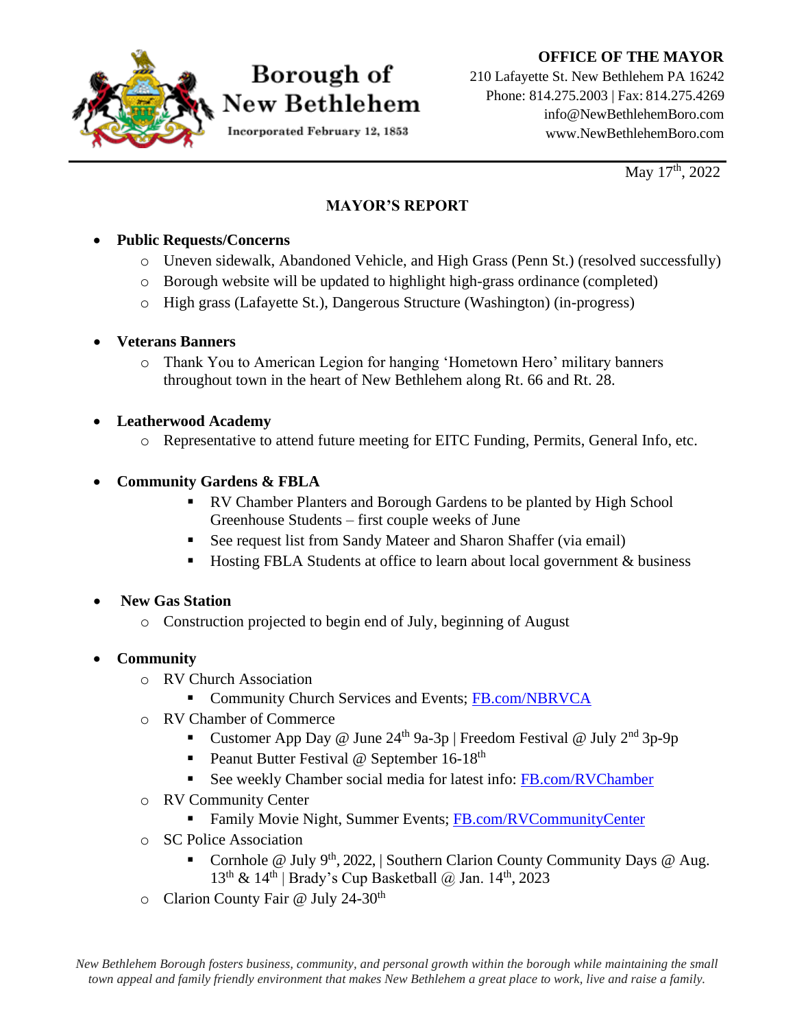# Borough of New Bethlehem

Incorporated February 12, 1853

**OFFICE OF THE MAYOR**
210 Lafayette St. New Bethlehem PA 16242
Phone: 814.275.2003 | Fax: 814.275.4269
info@NewBethlehemBoro.com
www.NewBethlehemBoro.com

May 17th, 2022

## MAYOR'S REPORT

- **Public Requests/Concerns**
    - Uneven sidewalk, Abandoned Vehicle, and High Grass (Penn St.) (resolved successfully)
    - Borough website will be updated to highlight high-grass ordinance (completed)
    - High grass (Lafayette St.), Dangerous Structure (Washington) (in-progress)

- **Veterans Banners**
    - Thank You to American Legion for hanging 'Hometown Hero' military banners throughout town in the heart of New Bethlehem along Rt. 66 and Rt. 28.

- **Leatherwood Academy**
    - Representative to attend future meeting for EITC Funding, Permits, General Info, etc.

- **Community Gardens & FBLA**
    - RV Chamber Planters and Borough Gardens to be planted by High School Greenhouse Students – first couple weeks of June
    - See request list from Sandy Mateer and Sharon Shaffer (via email)
    - Hosting FBLA Students at office to learn about local government & business

- **New Gas Station**
    - Construction projected to begin end of July, beginning of August

- **Community**
    - RV Church Association
        - Community Church Services and Events; FB.com/NBRVCA
    - RV Chamber of Commerce
        - Customer App Day @ June 24th 9a-3p | Freedom Festival @ July 2nd 3p-9p
        - Peanut Butter Festival @ September 16-18th
        - See weekly Chamber social media for latest info: FB.com/RVChamber
    - RV Community Center
        - Family Movie Night, Summer Events; FB.com/RVCommunityCenter
    - SC Police Association
        - Cornhole @ July 9th, 2022, | Southern Clarion County Community Days @ Aug. 13th & 14th | Brady's Cup Basketball @ Jan. 14th, 2023
    - Clarion County Fair @ July 24-30th

*New Bethlehem Borough fosters business, community, and personal growth within the borough while maintaining the small town appeal and family friendly environment that makes New Bethlehem a great place to work, live and raise a family.*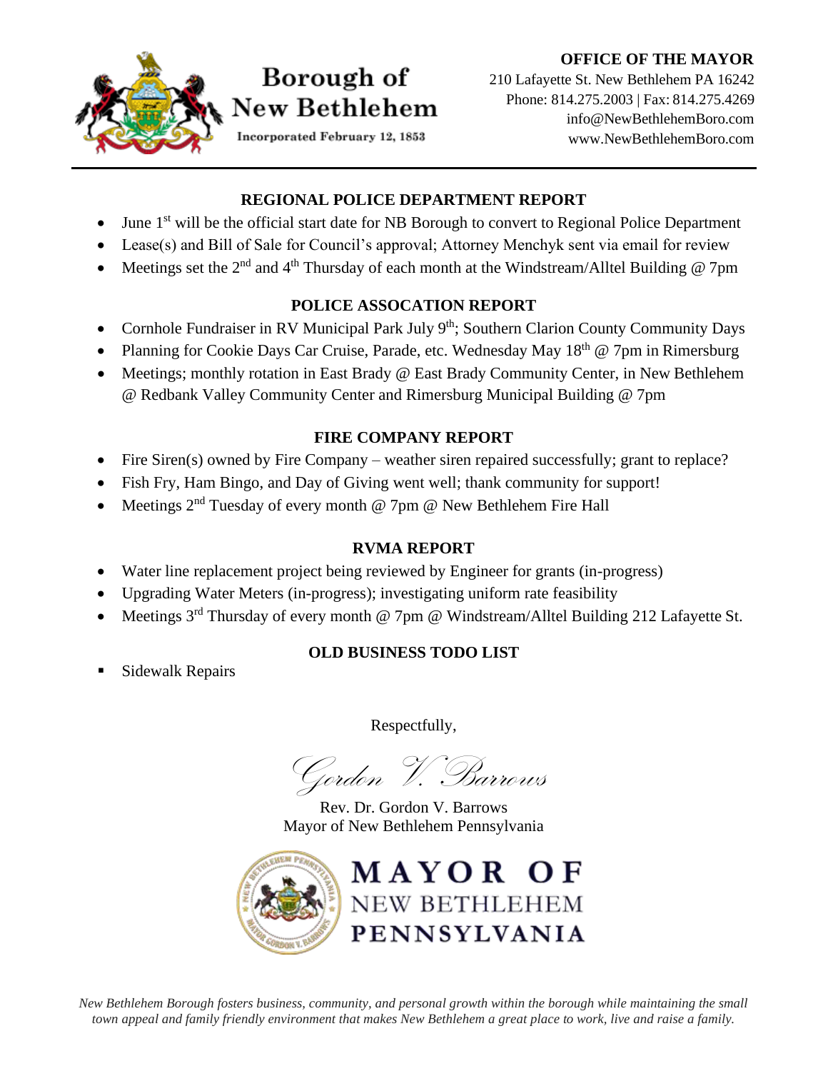**Borough of New Bethlehem**

Incorporated February 12, 1853

**OFFICE OF THE MAYOR**

210 Lafayette St. New Bethlehem PA 16242
Phone: 814.275.2003 | Fax: 814.275.4269
info@NewBethlehemBoro.com
www.NewBethlehemBoro.com

## REGIONAL POLICE DEPARTMENT REPORT

- June 1st will be the official start date for NB Borough to convert to Regional Police Department
- Lease(s) and Bill of Sale for Council's approval; Attorney Menchyk sent via email for review
- Meetings set the 2nd and 4th Thursday of each month at the Windstream/Alltel Building @ 7pm

## POLICE ASSOCATION REPORT

- Cornhole Fundraiser in RV Municipal Park July 9th; Southern Clarion County Community Days
- Planning for Cookie Days Car Cruise, Parade, etc. Wednesday May 18th @ 7pm in Rimersburg
- Meetings; monthly rotation in East Brady @ East Brady Community Center, in New Bethlehem @ Redbank Valley Community Center and Rimersburg Municipal Building @ 7pm

## FIRE COMPANY REPORT

- Fire Siren(s) owned by Fire Company – weather siren repaired successfully; grant to replace?
- Fish Fry, Ham Bingo, and Day of Giving went well; thank community for support!
- Meetings 2nd Tuesday of every month @ 7pm @ New Bethlehem Fire Hall

## RVMA REPORT

- Water line replacement project being reviewed by Engineer for grants (in-progress)
- Upgrading Water Meters (in-progress); investigating uniform rate feasibility
- Meetings 3rd Thursday of every month @ 7pm @ Windstream/Alltel Building 212 Lafayette St.

## OLD BUSINESS TODO LIST

- Sidewalk Repairs

Respectfully,

*Gordon V. Barrows*

Rev. Dr. Gordon V. Barrows
Mayor of New Bethlehem Pennsylvania

**MAYOR OF**
NEW BETHLEHEM
**PENNSYLVANIA**

*New Bethlehem Borough fosters business, community, and personal growth within the borough while maintaining the small town appeal and family friendly environment that makes New Bethlehem a great place to work, live and raise a family.*